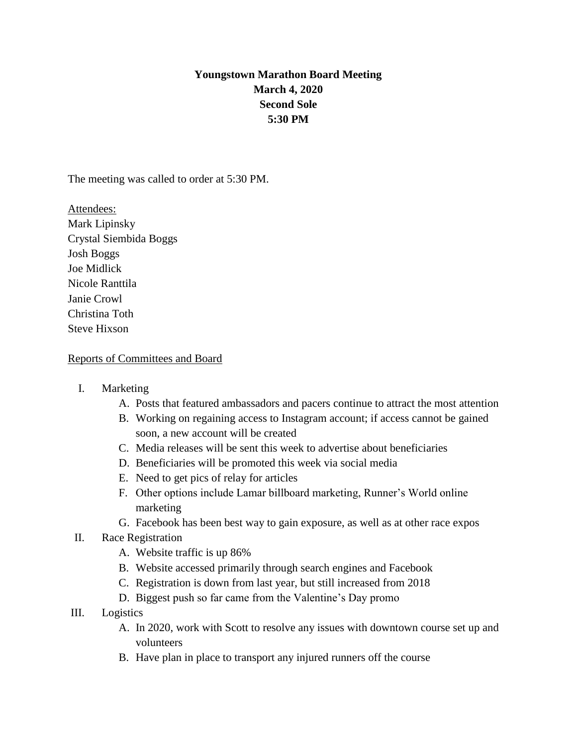**Youngstown Marathon Board Meeting**
**March 4, 2020**
**Second Sole**
**5:30 PM**

The meeting was called to order at 5:30 PM.

Attendees:
Mark Lipinsky
Crystal Siembida Boggs
Josh Boggs
Joe Midlick
Nicole Ranttila
Janie Crowl
Christina Toth
Steve Hixson

Reports of Committees and Board

I. Marketing
   A. Posts that featured ambassadors and pacers continue to attract the most attention
   B. Working on regaining access to Instagram account; if access cannot be gained soon, a new account will be created
   C. Media releases will be sent this week to advertise about beneficiaries
   D. Beneficiaries will be promoted this week via social media
   E. Need to get pics of relay for articles
   F. Other options include Lamar billboard marketing, Runner's World online marketing
   G. Facebook has been best way to gain exposure, as well as at other race expos

II. Race Registration
   A. Website traffic is up 86%
   B. Website accessed primarily through search engines and Facebook
   C. Registration is down from last year, but still increased from 2018
   D. Biggest push so far came from the Valentine's Day promo

III. Logistics
   A. In 2020, work with Scott to resolve any issues with downtown course set up and volunteers
   B. Have plan in place to transport any injured runners off the course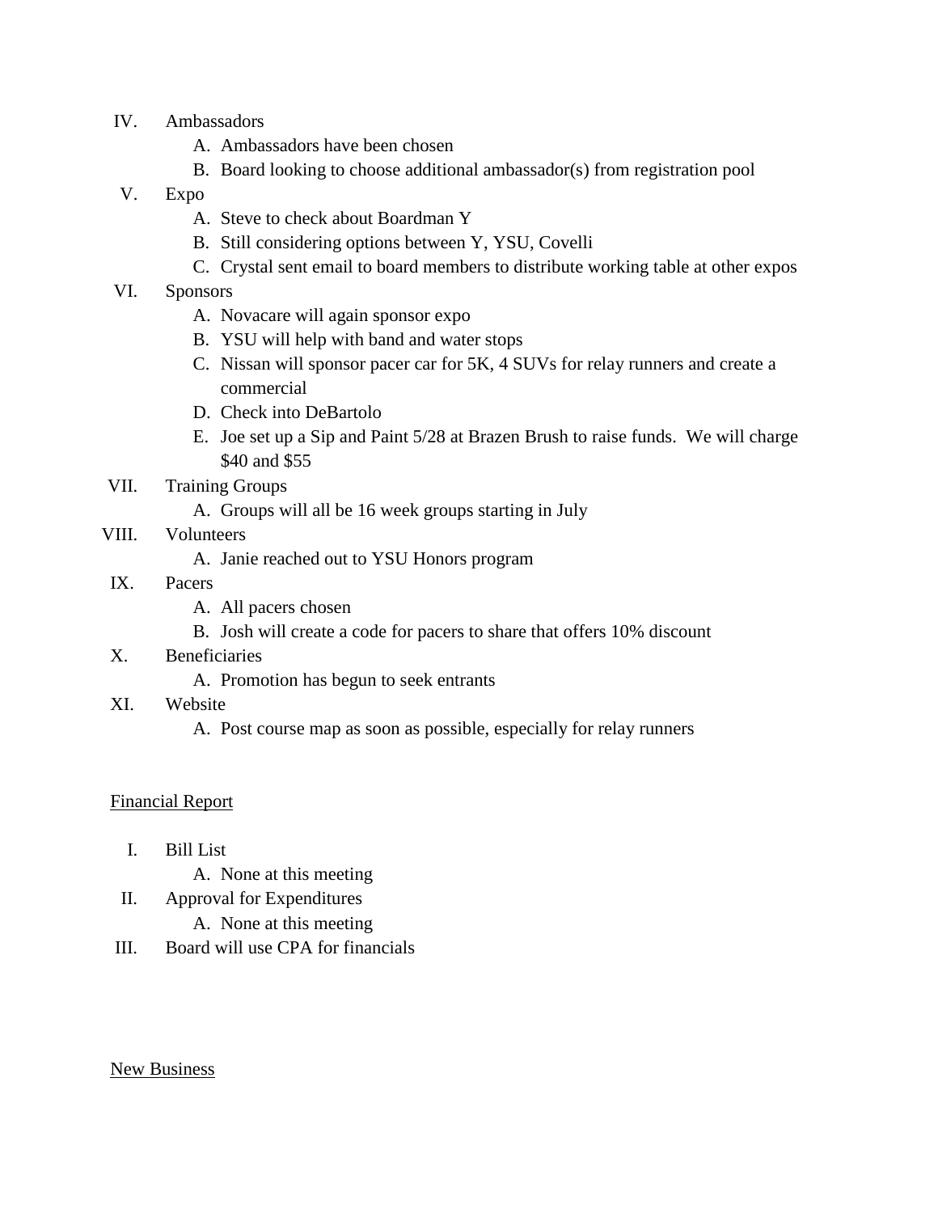IV. Ambassadors
   A. Ambassadors have been chosen
   B. Board looking to choose additional ambassador(s) from registration pool

V. Expo
   A. Steve to check about Boardman Y
   B. Still considering options between Y, YSU, Covelli
   C. Crystal sent email to board members to distribute working table at other expos

VI. Sponsors
   A. Novacare will again sponsor expo
   B. YSU will help with band and water stops
   C. Nissan will sponsor pacer car for 5K, 4 SUVs for relay runners and create a commercial
   D. Check into DeBartolo
   E. Joe set up a Sip and Paint 5/28 at Brazen Brush to raise funds. We will charge $40 and $55

VII. Training Groups
   A. Groups will all be 16 week groups starting in July

VIII. Volunteers
   A. Janie reached out to YSU Honors program

IX. Pacers
   A. All pacers chosen
   B. Josh will create a code for pacers to share that offers 10% discount

X. Beneficiaries
   A. Promotion has begun to seek entrants

XI. Website
   A. Post course map as soon as possible, especially for relay runners

<u>Financial Report</u>

I. Bill List
   A. None at this meeting

II. Approval for Expenditures
   A. None at this meeting

III. Board will use CPA for financials

<u>New Business</u>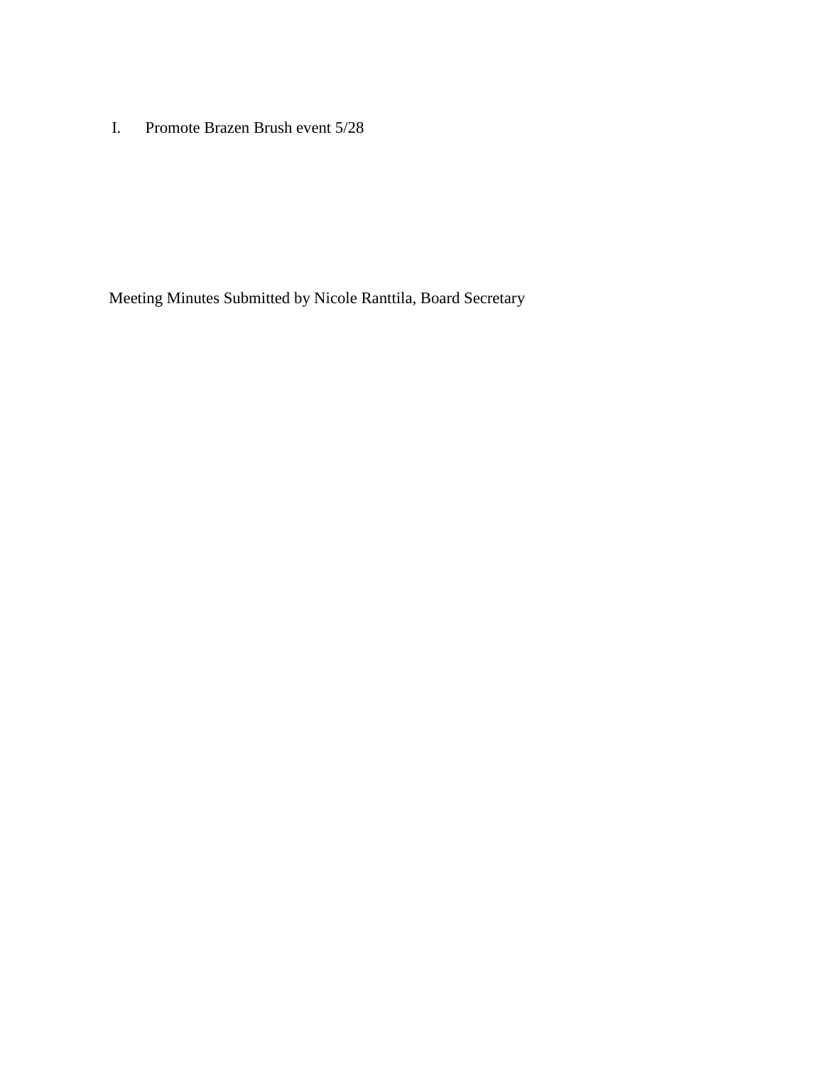I. Promote Brazen Brush event 5/28

Meeting Minutes Submitted by Nicole Ranttila, Board Secretary